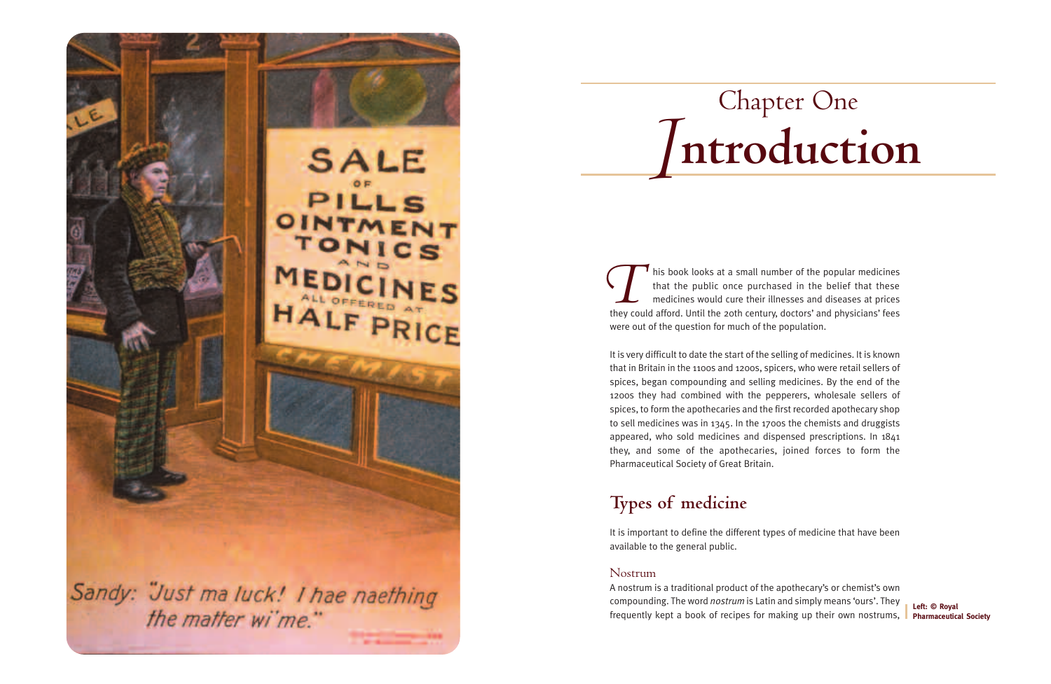# Chapter One
# Introduction

This book looks at a small number of the popular medicines that the public once purchased in the belief that these medicines would cure their illnesses and diseases at prices they could afford. Until the 20th century, doctors' and physicians' fees were out of the question for much of the population.

It is very difficult to date the start of the selling of medicines. It is known that in Britain in the 1100s and 1200s, spicers, who were retail sellers of spices, began compounding and selling medicines. By the end of the 1200s they had combined with the pepperers, wholesale sellers of spices, to form the apothecaries and the first recorded apothecary shop to sell medicines was in 1345. In the 1700s the chemists and druggists appeared, who sold medicines and dispensed prescriptions. In 1841 they, and some of the apothecaries, joined forces to form the Pharmaceutical Society of Great Britain.

## Types of medicine

It is important to define the different types of medicine that have been available to the general public.

### Nostrum

A nostrum is a traditional product of the apothecary's or chemist's own compounding. The word *nostrum* is Latin and simply means 'ours'. They frequently kept a book of recipes for making up their own nostrums,

**Left: © Royal Pharmaceutical Society**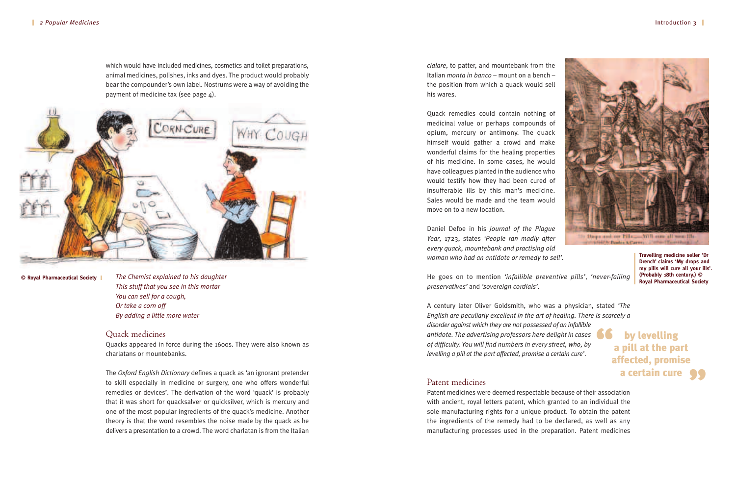which would have included medicines, cosmetics and toilet preparations, animal medicines, polishes, inks and dyes. The product would probably bear the compounder's own label. Nostrums were a way of avoiding the payment of medicine tax (see page 4).

© Royal Pharmaceutical Society

*The Chemist explained to his daughter*
*This stuff that you see in this mortar*
*You can sell for a cough,*
*Or take a corn off*
*By adding a little more water*

## Quack medicines

Quacks appeared in force during the 1600s. They were also known as charlatans or mountebanks.

The *Oxford English Dictionary* defines a quack as 'an ignorant pretender to skill especially in medicine or surgery, one who offers wonderful remedies or devices'. The derivation of the word 'quack' is probably that it was short for quacksalver or quicksilver, which is mercury and one of the most popular ingredients of the quack's medicine. Another theory is that the word resembles the noise made by the quack as he delivers a presentation to a crowd. The word charlatan is from the Italian *cialare*, to patter, and mountebank from the Italian *monta in banco* – mount on a bench – the position from which a quack would sell his wares.

Quack remedies could contain nothing of medicinal value or perhaps compounds of opium, mercury or antimony. The quack himself would gather a crowd and make wonderful claims for the healing properties of his medicine. In some cases, he would have colleagues planted in the audience who would testify how they had been cured of insufferable ills by this man's medicine. Sales would be made and the team would move on to a new location.

Travelling medicine seller 'Dr Drench' claims 'My drops and my pills will cure all your ills'. (Probably 18th century.) © Royal Pharmaceutical Society

Daniel Defoe in his *Journal of the Plague Year*, 1723, states *'People ran madly after every quack, mountebank and practising old woman who had an antidote or remedy to sell'*.

He goes on to mention *'infallible preventive pills'*, *'never-failing preservatives'* and *'sovereign cordials'*.

A century later Oliver Goldsmith, who was a physician, stated *'The English are peculiarly excellent in the art of healing. There is scarcely a disorder against which they are not possessed of an infallible antidote. The advertising professors here delight in cases of difficulty. You will find numbers in every street, who, by levelling a pill at the part affected, promise a certain cure'*.

**"by levelling a pill at the part affected, promise a certain cure"**

## Patent medicines

Patent medicines were deemed respectable because of their association with ancient, royal letters patent, which granted to an individual the sole manufacturing rights for a unique product. To obtain the patent the ingredients of the remedy had to be declared, as well as any manufacturing processes used in the preparation. Patent medicines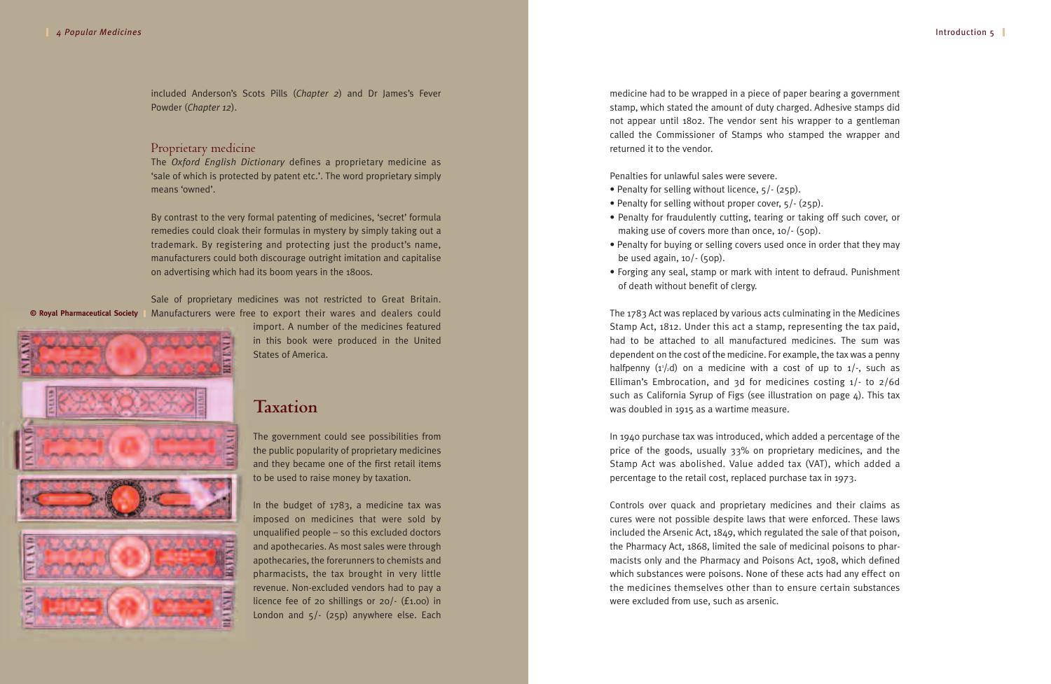included Anderson's Scots Pills (*Chapter 2*) and Dr James's Fever Powder (*Chapter 12*).

### Proprietary medicine

The *Oxford English Dictionary* defines a proprietary medicine as 'sale of which is protected by patent etc.'. The word proprietary simply means 'owned'.

By contrast to the very formal patenting of medicines, 'secret' formula remedies could cloak their formulas in mystery by simply taking out a trademark. By registering and protecting just the product's name, manufacturers could both discourage outright imitation and capitalise on advertising which had its boom years in the 1800s.

Sale of proprietary medicines was not restricted to Great Britain. Manufacturers were free to export their wares and dealers could import. A number of the medicines featured in this book were produced in the United States of America.

© Royal Pharmaceutical Society

## Taxation

The government could see possibilities from the public popularity of proprietary medicines and they became one of the first retail items to be used to raise money by taxation.

In the budget of 1783, a medicine tax was imposed on medicines that were sold by unqualified people – so this excluded doctors and apothecaries. As most sales were through apothecaries, the forerunners to chemists and pharmacists, the tax brought in very little revenue. Non-excluded vendors had to pay a licence fee of 20 shillings or 20/- (£1.00) in London and 5/- (25p) anywhere else. Each medicine had to be wrapped in a piece of paper bearing a government stamp, which stated the amount of duty charged. Adhesive stamps did not appear until 1802. The vendor sent his wrapper to a gentleman called the Commissioner of Stamps who stamped the wrapper and returned it to the vendor.

Penalties for unlawful sales were severe.

- Penalty for selling without licence, 5/- (25p).
- Penalty for selling without proper cover, 5/- (25p).
- Penalty for fraudulently cutting, tearing or taking off such cover, or making use of covers more than once, 10/- (50p).
- Penalty for buying or selling covers used once in order that they may be used again, 10/- (50p).
- Forging any seal, stamp or mark with intent to defraud. Punishment of death without benefit of clergy.

The 1783 Act was replaced by various acts culminating in the Medicines Stamp Act, 1812. Under this act a stamp, representing the tax paid, had to be attached to all manufactured medicines. The sum was dependent on the cost of the medicine. For example, the tax was a penny halfpenny (1½d) on a medicine with a cost of up to 1/-, such as Elliman's Embrocation, and 3d for medicines costing 1/- to 2/6d such as California Syrup of Figs (see illustration on page 4). This tax was doubled in 1915 as a wartime measure.

In 1940 purchase tax was introduced, which added a percentage of the price of the goods, usually 33% on proprietary medicines, and the Stamp Act was abolished. Value added tax (VAT), which added a percentage to the retail cost, replaced purchase tax in 1973.

Controls over quack and proprietary medicines and their claims as cures were not possible despite laws that were enforced. These laws included the Arsenic Act, 1849, which regulated the sale of that poison, the Pharmacy Act, 1868, limited the sale of medicinal poisons to pharmacists only and the Pharmacy and Poisons Act, 1908, which defined which substances were poisons. None of these acts had any effect on the medicines themselves other than to ensure certain substances were excluded from use, such as arsenic.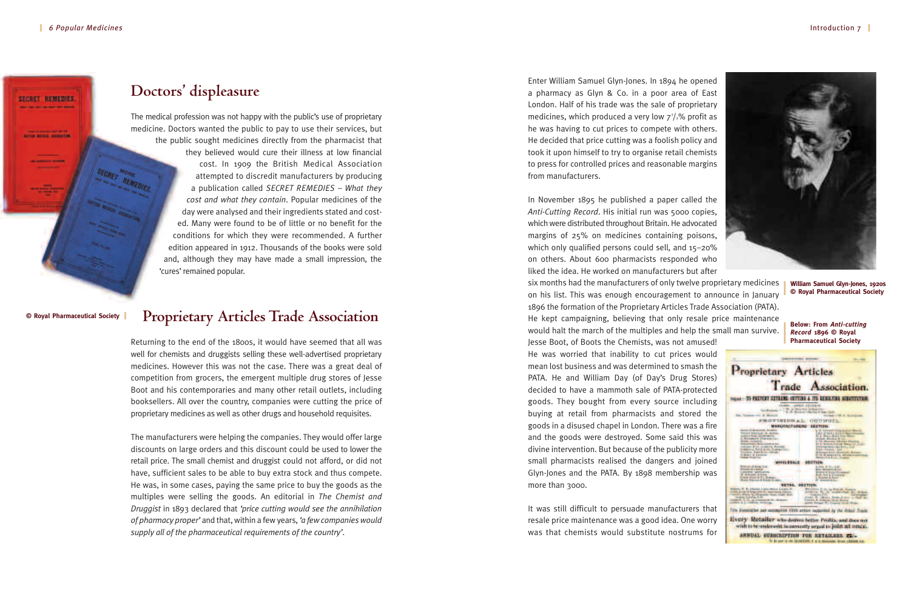## Doctors' displeasure

The medical profession was not happy with the public's use of proprietary medicine. Doctors wanted the public to pay to use their services, but the public sought medicines directly from the pharmacist that they believed would cure their illness at low financial cost. In 1909 the British Medical Association attempted to discredit manufacturers by producing a publication called *SECRET REMEDIES – What they cost and what they contain*. Popular medicines of the day were analysed and their ingredients stated and costed. Many were found to be of little or no benefit for the conditions for which they were recommended. A further edition appeared in 1912. Thousands of the books were sold and, although they may have made a small impression, the 'cures' remained popular.

**© Royal Pharmaceutical Society**

## Proprietary Articles Trade Association

Returning to the end of the 1800s, it would have seemed that all was well for chemists and druggists selling these well-advertised proprietary medicines. However this was not the case. There was a great deal of competition from grocers, the emergent multiple drug stores of Jesse Boot and his contemporaries and many other retail outlets, including booksellers. All over the country, companies were cutting the price of proprietary medicines as well as other drugs and household requisites.

The manufacturers were helping the companies. They would offer large discounts on large orders and this discount could be used to lower the retail price. The small chemist and druggist could not afford, or did not have, sufficient sales to be able to buy extra stock and thus compete. He was, in some cases, paying the same price to buy the goods as the multiples were selling the goods. An editorial in *The Chemist and Druggist* in 1893 declared that *'price cutting would see the annihilation of pharmacy proper'* and that, within a few years, *'a few companies would supply all of the pharmaceutical requirements of the country'*.

Enter William Samuel Glyn-Jones. In 1894 he opened a pharmacy as Glyn & Co. in a poor area of East London. Half of his trade was the sale of proprietary medicines, which produced a very low 7½% profit as he was having to cut prices to compete with others. He decided that price cutting was a foolish policy and took it upon himself to try to organise retail chemists to press for controlled prices and reasonable margins from manufacturers.

In November 1895 he published a paper called the *Anti-Cutting Record*. His initial run was 5000 copies, which were distributed throughout Britain. He advocated margins of 25% on medicines containing poisons, which only qualified persons could sell, and 15–20% on others. About 600 pharmacists responded who liked the idea. He worked on manufacturers but after six months had the manufacturers of only twelve proprietary medicines on his list. This was enough encouragement to announce in January 1896 the formation of the Proprietary Articles Trade Association (PATA). He kept campaigning, believing that only resale price maintenance would halt the march of the multiples and help the small man survive. Jesse Boot, of Boots the Chemists, was not amused! He was worried that inability to cut prices would mean lost business and was determined to smash the PATA. He and William Day (of Day's Drug Stores) decided to have a mammoth sale of PATA-protected goods. They bought from every source including buying at retail from pharmacists and stored the goods in a disused chapel in London. There was a fire and the goods were destroyed. Some said this was divine intervention. But because of the publicity more small pharmacists realised the dangers and joined Glyn-Jones and the PATA. By 1898 membership was more than 3000.

It was still difficult to persuade manufacturers that resale price maintenance was a good idea. One worry was that chemists would substitute nostrums for

**William Samuel Glyn-Jones, 1920s © Royal Pharmaceutical Society**

**Below: From *Anti-cutting Record* 1896 © Royal Pharmaceutical Society**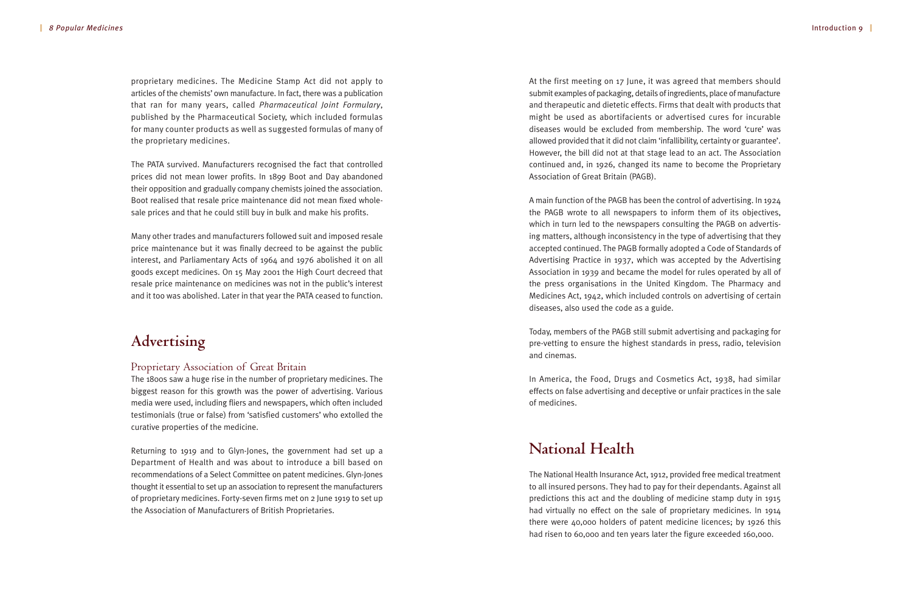proprietary medicines. The Medicine Stamp Act did not apply to articles of the chemists' own manufacture. In fact, there was a publication that ran for many years, called *Pharmaceutical Joint Formulary*, published by the Pharmaceutical Society, which included formulas for many counter products as well as suggested formulas of many of the proprietary medicines.

The PATA survived. Manufacturers recognised the fact that controlled prices did not mean lower profits. In 1899 Boot and Day abandoned their opposition and gradually company chemists joined the association. Boot realised that resale price maintenance did not mean fixed wholesale prices and that he could still buy in bulk and make his profits.

Many other trades and manufacturers followed suit and imposed resale price maintenance but it was finally decreed to be against the public interest, and Parliamentary Acts of 1964 and 1976 abolished it on all goods except medicines. On 15 May 2001 the High Court decreed that resale price maintenance on medicines was not in the public's interest and it too was abolished. Later in that year the PATA ceased to function.

# Advertising

## Proprietary Association of Great Britain

The 1800s saw a huge rise in the number of proprietary medicines. The biggest reason for this growth was the power of advertising. Various media were used, including fliers and newspapers, which often included testimonials (true or false) from 'satisfied customers' who extolled the curative properties of the medicine.

Returning to 1919 and to Glyn-Jones, the government had set up a Department of Health and was about to introduce a bill based on recommendations of a Select Committee on patent medicines. Glyn-Jones thought it essential to set up an association to represent the manufacturers of proprietary medicines. Forty-seven firms met on 2 June 1919 to set up the Association of Manufacturers of British Proprietaries.

At the first meeting on 17 June, it was agreed that members should submit examples of packaging, details of ingredients, place of manufacture and therapeutic and dietetic effects. Firms that dealt with products that might be used as abortifacients or advertised cures for incurable diseases would be excluded from membership. The word 'cure' was allowed provided that it did not claim 'infallibility, certainty or guarantee'. However, the bill did not at that stage lead to an act. The Association continued and, in 1926, changed its name to become the Proprietary Association of Great Britain (PAGB).

A main function of the PAGB has been the control of advertising. In 1924 the PAGB wrote to all newspapers to inform them of its objectives, which in turn led to the newspapers consulting the PAGB on advertising matters, although inconsistency in the type of advertising that they accepted continued. The PAGB formally adopted a Code of Standards of Advertising Practice in 1937, which was accepted by the Advertising Association in 1939 and became the model for rules operated by all of the press organisations in the United Kingdom. The Pharmacy and Medicines Act, 1942, which included controls on advertising of certain diseases, also used the code as a guide.

Today, members of the PAGB still submit advertising and packaging for pre-vetting to ensure the highest standards in press, radio, television and cinemas.

In America, the Food, Drugs and Cosmetics Act, 1938, had similar effects on false advertising and deceptive or unfair practices in the sale of medicines.

# National Health

The National Health Insurance Act, 1912, provided free medical treatment to all insured persons. They had to pay for their dependants. Against all predictions this act and the doubling of medicine stamp duty in 1915 had virtually no effect on the sale of proprietary medicines. In 1914 there were 40,000 holders of patent medicine licences; by 1926 this had risen to 60,000 and ten years later the figure exceeded 160,000.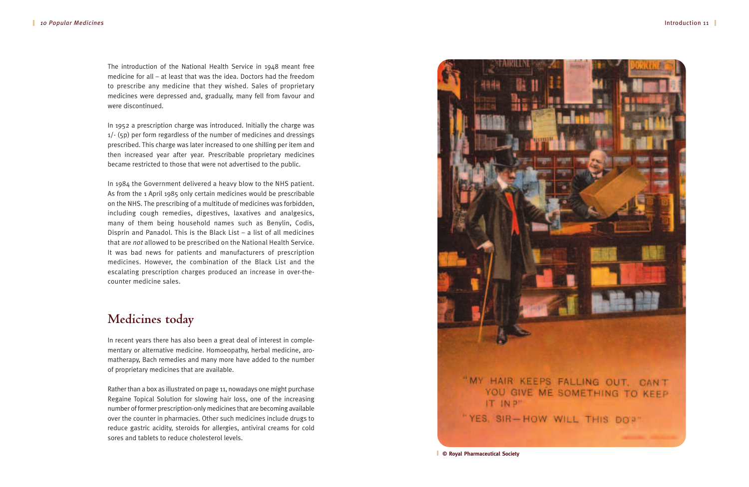The introduction of the National Health Service in 1948 meant free medicine for all – at least that was the idea. Doctors had the freedom to prescribe any medicine that they wished. Sales of proprietary medicines were depressed and, gradually, many fell from favour and were discontinued.

In 1952 a prescription charge was introduced. Initially the charge was 1/- (5p) per form regardless of the number of medicines and dressings prescribed. This charge was later increased to one shilling per item and then increased year after year. Prescribable proprietary medicines became restricted to those that were not advertised to the public.

In 1984 the Government delivered a heavy blow to the NHS patient. As from the 1 April 1985 only certain medicines would be prescribable on the NHS. The prescribing of a multitude of medicines was forbidden, including cough remedies, digestives, laxatives and analgesics, many of them being household names such as Benylin, Codis, Disprin and Panadol. This is the Black List – a list of all medicines that are *not* allowed to be prescribed on the National Health Service. It was bad news for patients and manufacturers of prescription medicines. However, the combination of the Black List and the escalating prescription charges produced an increase in over-the-counter medicine sales.

## Medicines today

In recent years there has also been a great deal of interest in complementary or alternative medicine. Homoeopathy, herbal medicine, aromatherapy, Bach remedies and many more have added to the number of proprietary medicines that are available.

Rather than a box as illustrated on page 11, nowadays one might purchase Regaine Topical Solution for slowing hair loss, one of the increasing number of former prescription-only medicines that are becoming available over the counter in pharmacies. Other such medicines include drugs to reduce gastric acidity, steroids for allergies, antiviral creams for cold sores and tablets to reduce cholesterol levels.

"MY HAIR KEEPS FALLING OUT. CAN'T YOU GIVE ME SOMETHING TO KEEP IT IN?"

"YES, SIR—HOW WILL THIS DO?"

© Royal Pharmaceutical Society